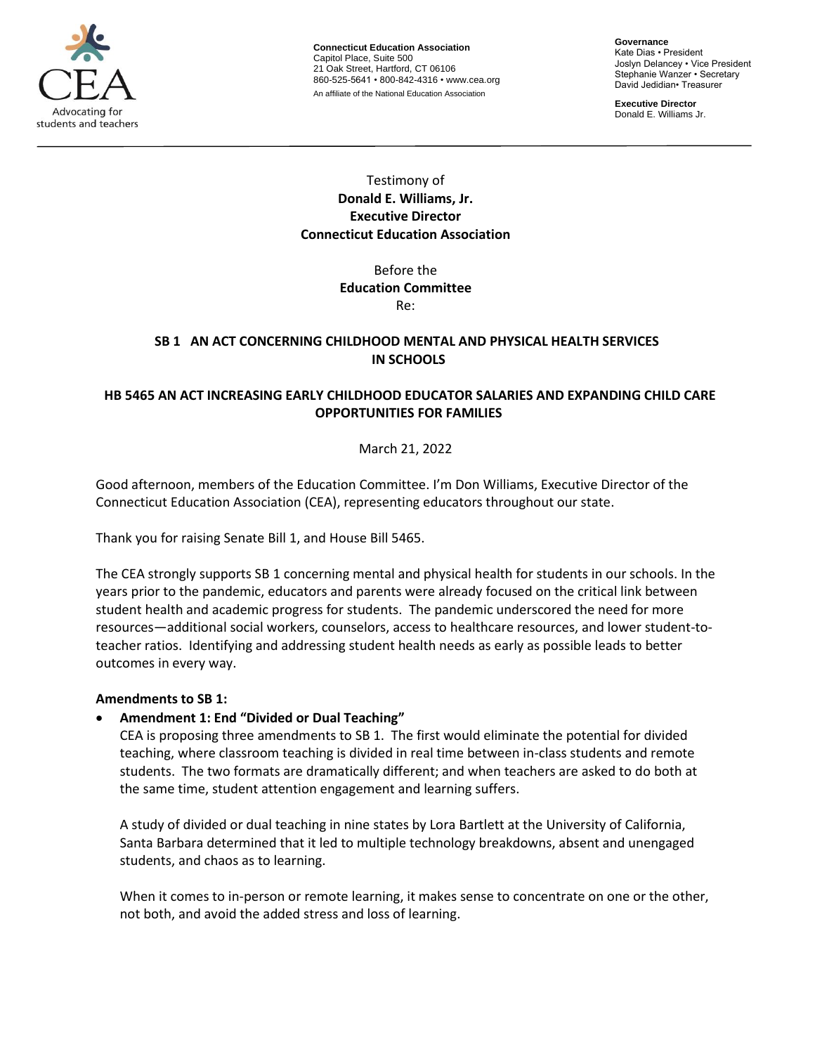CEA

Advocating for students and teachers

**Connecticut Education Association**
Capitol Place, Suite 500
21 Oak Street, Hartford, CT 06106
860-525-5641 • 800-842-4316 • www.cea.org
An affiliate of the National Education Association

**Governance**
Kate Dias • President
Joslyn Delancey • Vice President
Stephanie Wanzer • Secretary
David Jedidian• Treasurer

**Executive Director**
Donald E. Williams Jr.

---

Testimony of
**Donald E. Williams, Jr.**
**Executive Director**
**Connecticut Education Association**

Before the
**Education Committee**
Re:

**SB 1 AN ACT CONCERNING CHILDHOOD MENTAL AND PHYSICAL HEALTH SERVICES IN SCHOOLS**

**HB 5465 AN ACT INCREASING EARLY CHILDHOOD EDUCATOR SALARIES AND EXPANDING CHILD CARE OPPORTUNITIES FOR FAMILIES**

March 21, 2022

Good afternoon, members of the Education Committee. I'm Don Williams, Executive Director of the Connecticut Education Association (CEA), representing educators throughout our state.

Thank you for raising Senate Bill 1, and House Bill 5465.

The CEA strongly supports SB 1 concerning mental and physical health for students in our schools. In the years prior to the pandemic, educators and parents were already focused on the critical link between student health and academic progress for students. The pandemic underscored the need for more resources—additional social workers, counselors, access to healthcare resources, and lower student-to-teacher ratios. Identifying and addressing student health needs as early as possible leads to better outcomes in every way.

**Amendments to SB 1:**

- **Amendment 1: End "Divided or Dual Teaching"**

  CEA is proposing three amendments to SB 1. The first would eliminate the potential for divided teaching, where classroom teaching is divided in real time between in-class students and remote students. The two formats are dramatically different; and when teachers are asked to do both at the same time, student attention engagement and learning suffers.

  A study of divided or dual teaching in nine states by Lora Bartlett at the University of California, Santa Barbara determined that it led to multiple technology breakdowns, absent and unengaged students, and chaos as to learning.

  When it comes to in-person or remote learning, it makes sense to concentrate on one or the other, not both, and avoid the added stress and loss of learning.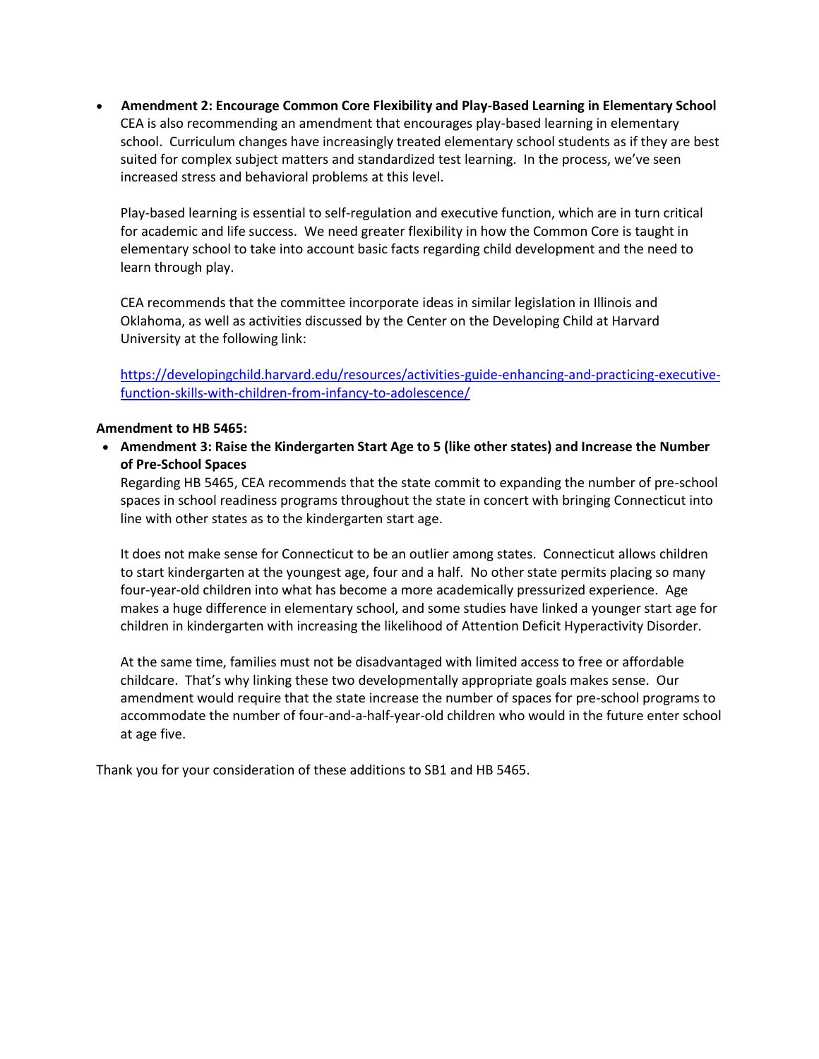- **Amendment 2: Encourage Common Core Flexibility and Play-Based Learning in Elementary School**
  CEA is also recommending an amendment that encourages play-based learning in elementary school. Curriculum changes have increasingly treated elementary school students as if they are best suited for complex subject matters and standardized test learning. In the process, we've seen increased stress and behavioral problems at this level.

  Play-based learning is essential to self-regulation and executive function, which are in turn critical for academic and life success. We need greater flexibility in how the Common Core is taught in elementary school to take into account basic facts regarding child development and the need to learn through play.

  CEA recommends that the committee incorporate ideas in similar legislation in Illinois and Oklahoma, as well as activities discussed by the Center on the Developing Child at Harvard University at the following link:

  https://developingchild.harvard.edu/resources/activities-guide-enhancing-and-practicing-executive-function-skills-with-children-from-infancy-to-adolescence/

**Amendment to HB 5465:**

- **Amendment 3: Raise the Kindergarten Start Age to 5 (like other states) and Increase the Number of Pre-School Spaces**
  Regarding HB 5465, CEA recommends that the state commit to expanding the number of pre-school spaces in school readiness programs throughout the state in concert with bringing Connecticut into line with other states as to the kindergarten start age.

  It does not make sense for Connecticut to be an outlier among states. Connecticut allows children to start kindergarten at the youngest age, four and a half. No other state permits placing so many four-year-old children into what has become a more academically pressurized experience. Age makes a huge difference in elementary school, and some studies have linked a younger start age for children in kindergarten with increasing the likelihood of Attention Deficit Hyperactivity Disorder.

  At the same time, families must not be disadvantaged with limited access to free or affordable childcare. That's why linking these two developmentally appropriate goals makes sense. Our amendment would require that the state increase the number of spaces for pre-school programs to accommodate the number of four-and-a-half-year-old children who would in the future enter school at age five.

Thank you for your consideration of these additions to SB1 and HB 5465.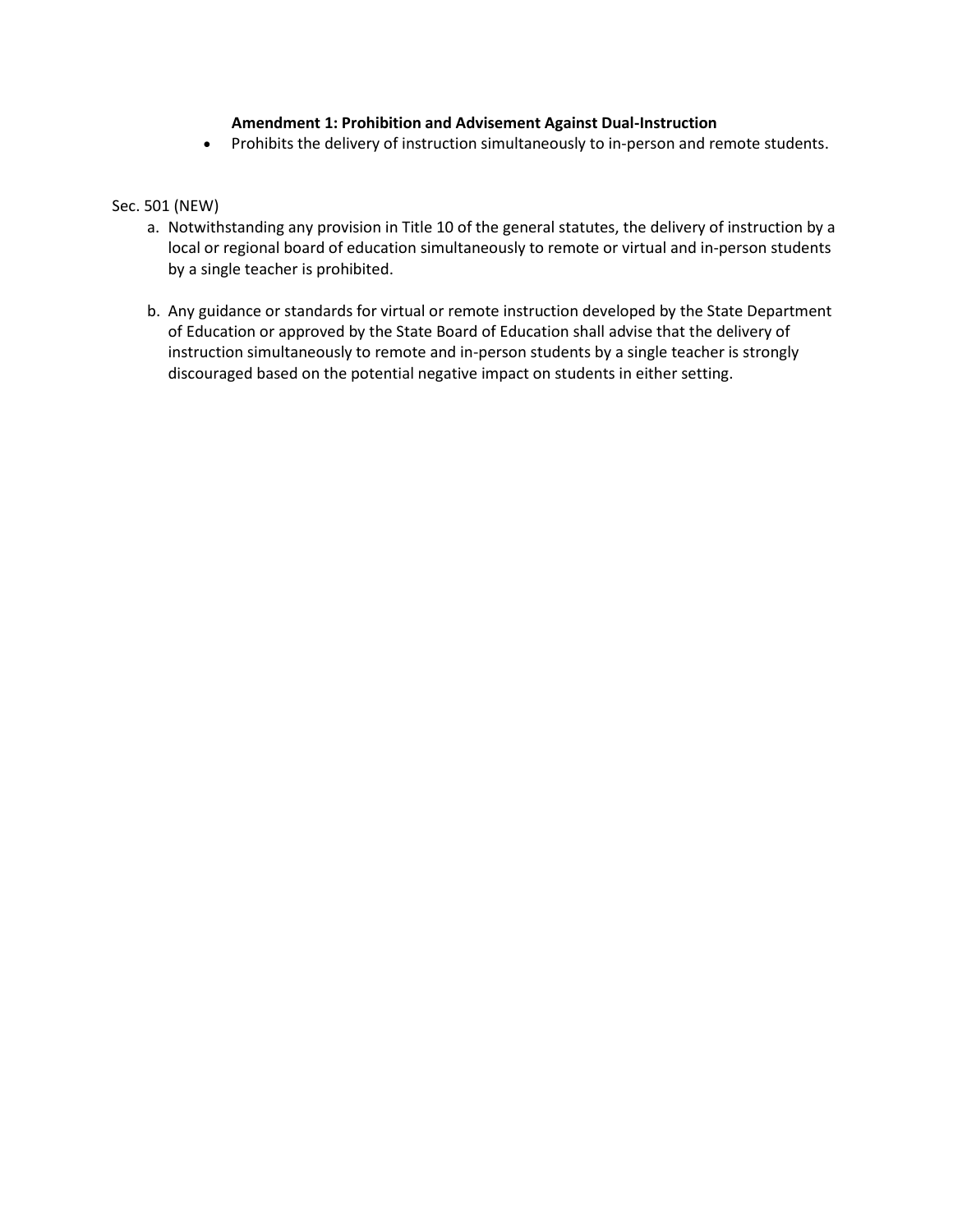**Amendment 1: Prohibition and Advisement Against Dual-Instruction**

- Prohibits the delivery of instruction simultaneously to in-person and remote students.

Sec. 501 (NEW)

a. Notwithstanding any provision in Title 10 of the general statutes, the delivery of instruction by a local or regional board of education simultaneously to remote or virtual and in-person students by a single teacher is prohibited.

b. Any guidance or standards for virtual or remote instruction developed by the State Department of Education or approved by the State Board of Education shall advise that the delivery of instruction simultaneously to remote and in-person students by a single teacher is strongly discouraged based on the potential negative impact on students in either setting.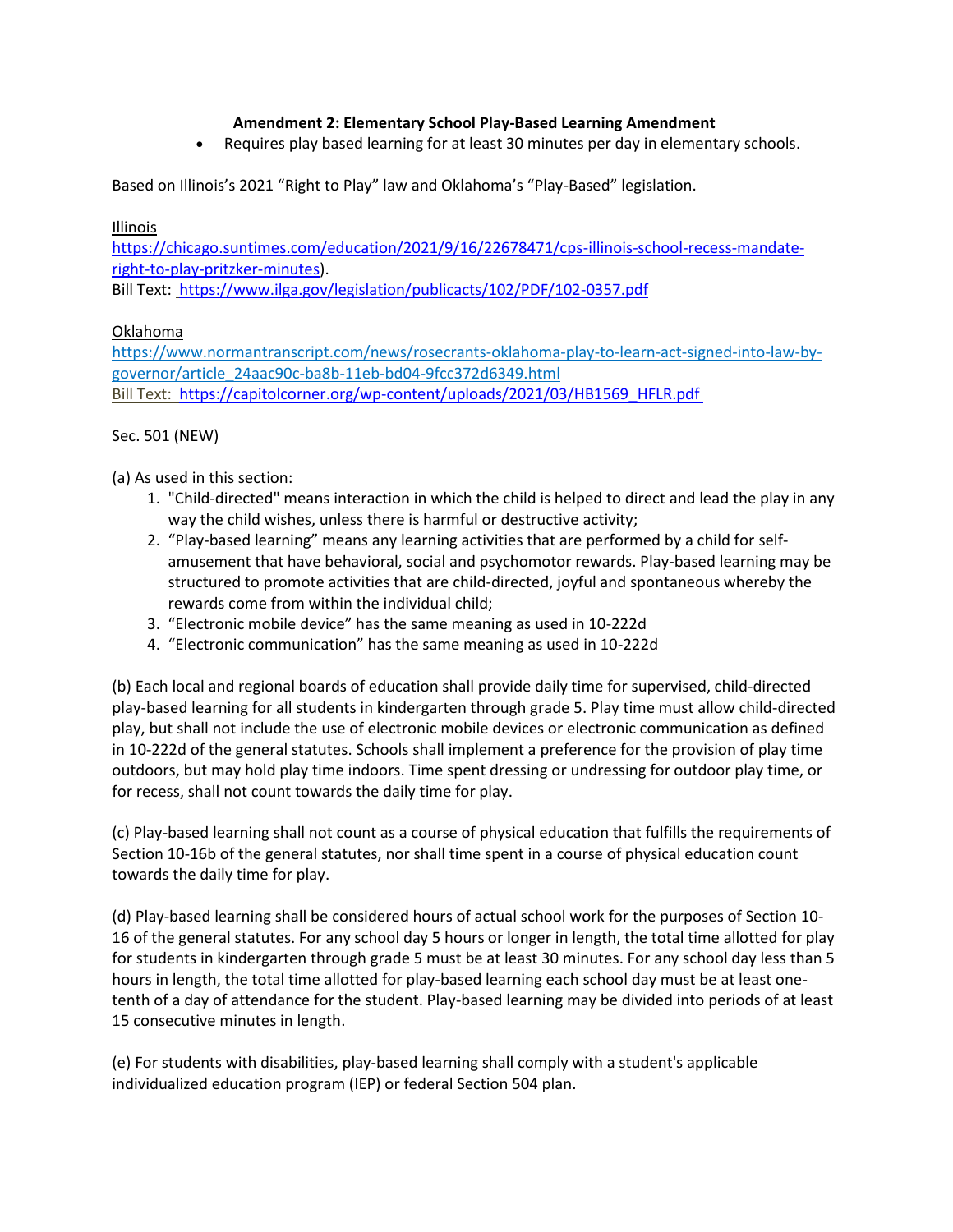**Amendment 2: Elementary School Play-Based Learning Amendment**

- Requires play based learning for at least 30 minutes per day in elementary schools.

Based on Illinois's 2021 "Right to Play" law and Oklahoma's "Play-Based" legislation.

Illinois

https://chicago.suntimes.com/education/2021/9/16/22678471/cps-illinois-school-recess-mandate-right-to-play-pritzker-minutes).

Bill Text: https://www.ilga.gov/legislation/publicacts/102/PDF/102-0357.pdf

Oklahoma

https://www.normantranscript.com/news/rosecrants-oklahoma-play-to-learn-act-signed-into-law-by-governor/article_24aac90c-ba8b-11eb-bd04-9fcc372d6349.html

Bill Text: https://capitolcorner.org/wp-content/uploads/2021/03/HB1569_HFLR.pdf

Sec. 501 (NEW)

(a) As used in this section:

1. "Child-directed" means interaction in which the child is helped to direct and lead the play in any way the child wishes, unless there is harmful or destructive activity;
2. "Play-based learning" means any learning activities that are performed by a child for self-amusement that have behavioral, social and psychomotor rewards. Play-based learning may be structured to promote activities that are child-directed, joyful and spontaneous whereby the rewards come from within the individual child;
3. "Electronic mobile device" has the same meaning as used in 10-222d
4. "Electronic communication" has the same meaning as used in 10-222d

(b) Each local and regional boards of education shall provide daily time for supervised, child-directed play-based learning for all students in kindergarten through grade 5. Play time must allow child-directed play, but shall not include the use of electronic mobile devices or electronic communication as defined in 10-222d of the general statutes. Schools shall implement a preference for the provision of play time outdoors, but may hold play time indoors. Time spent dressing or undressing for outdoor play time, or for recess, shall not count towards the daily time for play.

(c) Play-based learning shall not count as a course of physical education that fulfills the requirements of Section 10-16b of the general statutes, nor shall time spent in a course of physical education count towards the daily time for play.

(d) Play-based learning shall be considered hours of actual school work for the purposes of Section 10-16 of the general statutes. For any school day 5 hours or longer in length, the total time allotted for play for students in kindergarten through grade 5 must be at least 30 minutes. For any school day less than 5 hours in length, the total time allotted for play-based learning each school day must be at least one-tenth of a day of attendance for the student. Play-based learning may be divided into periods of at least 15 consecutive minutes in length.

(e) For students with disabilities, play-based learning shall comply with a student's applicable individualized education program (IEP) or federal Section 504 plan.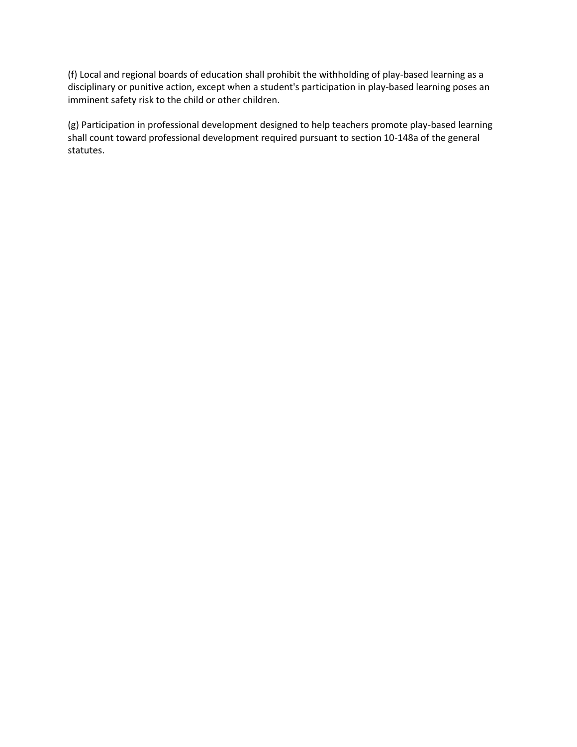(f) Local and regional boards of education shall prohibit the withholding of play-based learning as a disciplinary or punitive action, except when a student's participation in play-based learning poses an imminent safety risk to the child or other children.

(g) Participation in professional development designed to help teachers promote play-based learning shall count toward professional development required pursuant to section 10-148a of the general statutes.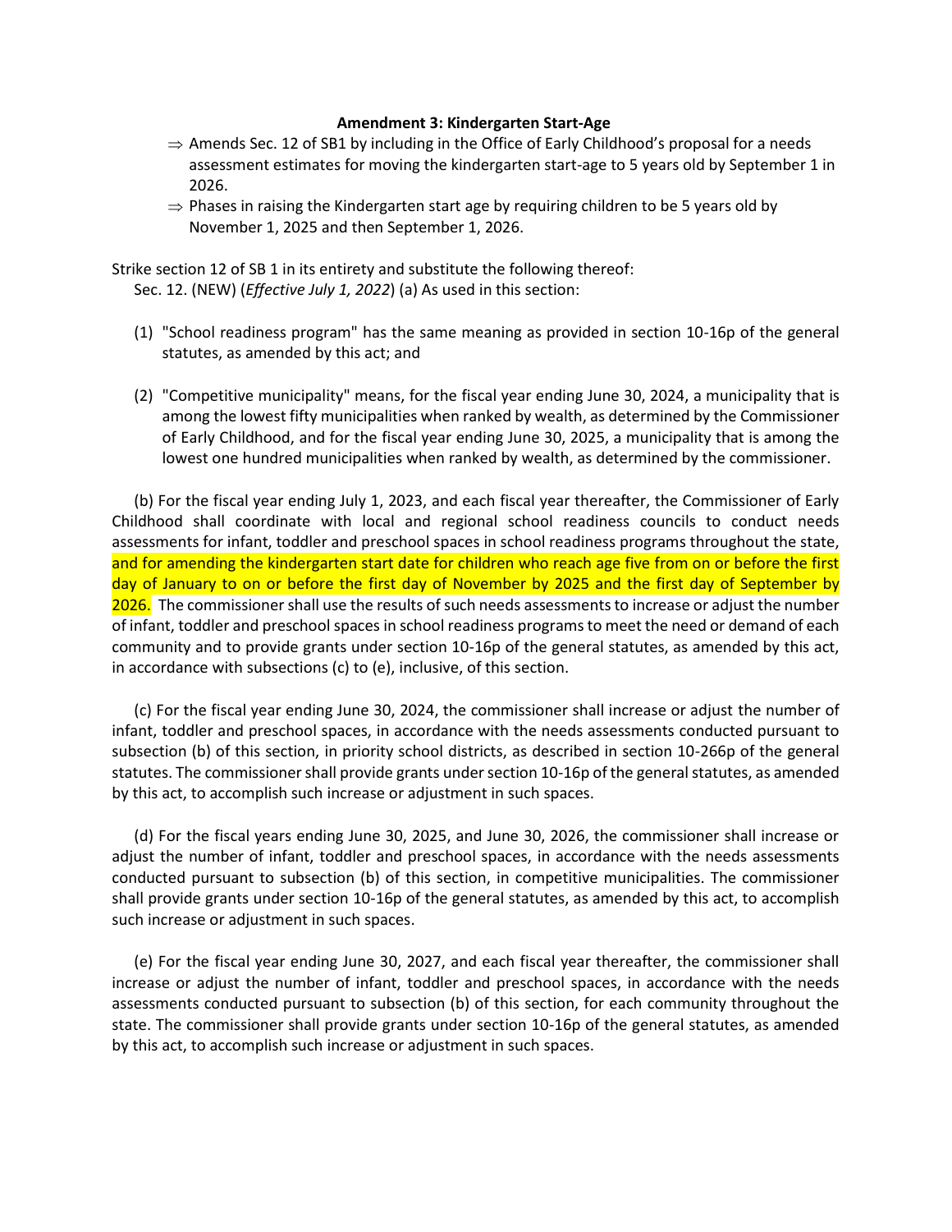**Amendment 3: Kindergarten Start-Age**

- ⇒ Amends Sec. 12 of SB1 by including in the Office of Early Childhood's proposal for a needs assessment estimates for moving the kindergarten start-age to 5 years old by September 1 in 2026.
- ⇒ Phases in raising the Kindergarten start age by requiring children to be 5 years old by November 1, 2025 and then September 1, 2026.

Strike section 12 of SB 1 in its entirety and substitute the following thereof:

Sec. 12. (NEW) (*Effective July 1, 2022*) (a) As used in this section:

(1) "School readiness program" has the same meaning as provided in section 10-16p of the general statutes, as amended by this act; and

(2) "Competitive municipality" means, for the fiscal year ending June 30, 2024, a municipality that is among the lowest fifty municipalities when ranked by wealth, as determined by the Commissioner of Early Childhood, and for the fiscal year ending June 30, 2025, a municipality that is among the lowest one hundred municipalities when ranked by wealth, as determined by the commissioner.

(b) For the fiscal year ending July 1, 2023, and each fiscal year thereafter, the Commissioner of Early Childhood shall coordinate with local and regional school readiness councils to conduct needs assessments for infant, toddler and preschool spaces in school readiness programs throughout the state, and for amending the kindergarten start date for children who reach age five from on or before the first day of January to on or before the first day of November by 2025 and the first day of September by 2026. The commissioner shall use the results of such needs assessments to increase or adjust the number of infant, toddler and preschool spaces in school readiness programs to meet the need or demand of each community and to provide grants under section 10-16p of the general statutes, as amended by this act, in accordance with subsections (c) to (e), inclusive, of this section.

(c) For the fiscal year ending June 30, 2024, the commissioner shall increase or adjust the number of infant, toddler and preschool spaces, in accordance with the needs assessments conducted pursuant to subsection (b) of this section, in priority school districts, as described in section 10-266p of the general statutes. The commissioner shall provide grants under section 10-16p of the general statutes, as amended by this act, to accomplish such increase or adjustment in such spaces.

(d) For the fiscal years ending June 30, 2025, and June 30, 2026, the commissioner shall increase or adjust the number of infant, toddler and preschool spaces, in accordance with the needs assessments conducted pursuant to subsection (b) of this section, in competitive municipalities. The commissioner shall provide grants under section 10-16p of the general statutes, as amended by this act, to accomplish such increase or adjustment in such spaces.

(e) For the fiscal year ending June 30, 2027, and each fiscal year thereafter, the commissioner shall increase or adjust the number of infant, toddler and preschool spaces, in accordance with the needs assessments conducted pursuant to subsection (b) of this section, for each community throughout the state. The commissioner shall provide grants under section 10-16p of the general statutes, as amended by this act, to accomplish such increase or adjustment in such spaces.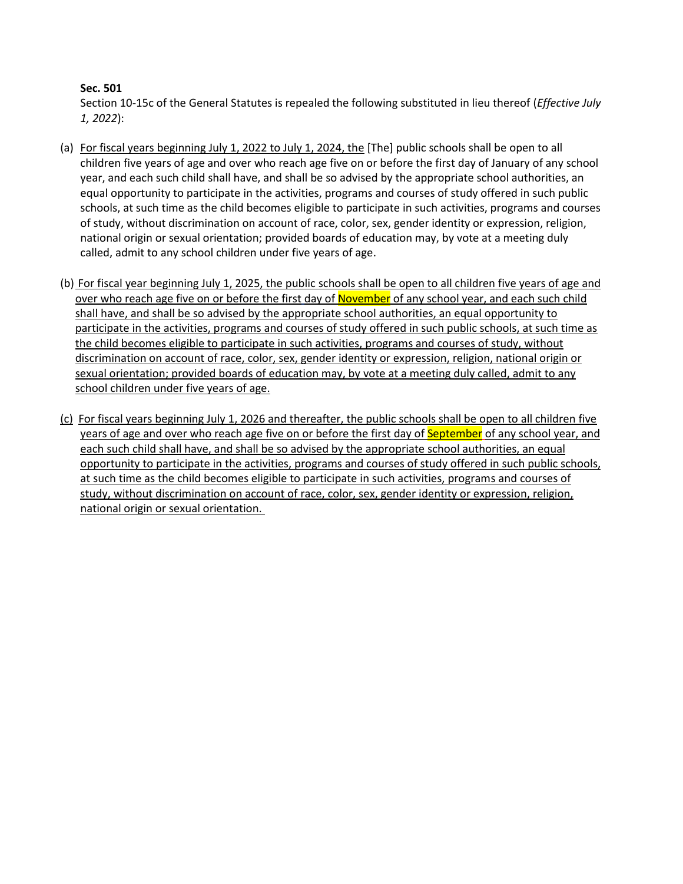**Sec. 501**

Section 10-15c of the General Statutes is repealed the following substituted in lieu thereof (*Effective July 1, 2022*):

(a) For fiscal years beginning July 1, 2022 to July 1, 2024, the [The] public schools shall be open to all children five years of age and over who reach age five on or before the first day of January of any school year, and each such child shall have, and shall be so advised by the appropriate school authorities, an equal opportunity to participate in the activities, programs and courses of study offered in such public schools, at such time as the child becomes eligible to participate in such activities, programs and courses of study, without discrimination on account of race, color, sex, gender identity or expression, religion, national origin or sexual orientation; provided boards of education may, by vote at a meeting duly called, admit to any school children under five years of age.

(b) For fiscal year beginning July 1, 2025, the public schools shall be open to all children five years of age and over who reach age five on or before the first day of November of any school year, and each such child shall have, and shall be so advised by the appropriate school authorities, an equal opportunity to participate in the activities, programs and courses of study offered in such public schools, at such time as the child becomes eligible to participate in such activities, programs and courses of study, without discrimination on account of race, color, sex, gender identity or expression, religion, national origin or sexual orientation; provided boards of education may, by vote at a meeting duly called, admit to any school children under five years of age.

(c) For fiscal years beginning July 1, 2026 and thereafter, the public schools shall be open to all children five years of age and over who reach age five on or before the first day of September of any school year, and each such child shall have, and shall be so advised by the appropriate school authorities, an equal opportunity to participate in the activities, programs and courses of study offered in such public schools, at such time as the child becomes eligible to participate in such activities, programs and courses of study, without discrimination on account of race, color, sex, gender identity or expression, religion, national origin or sexual orientation.